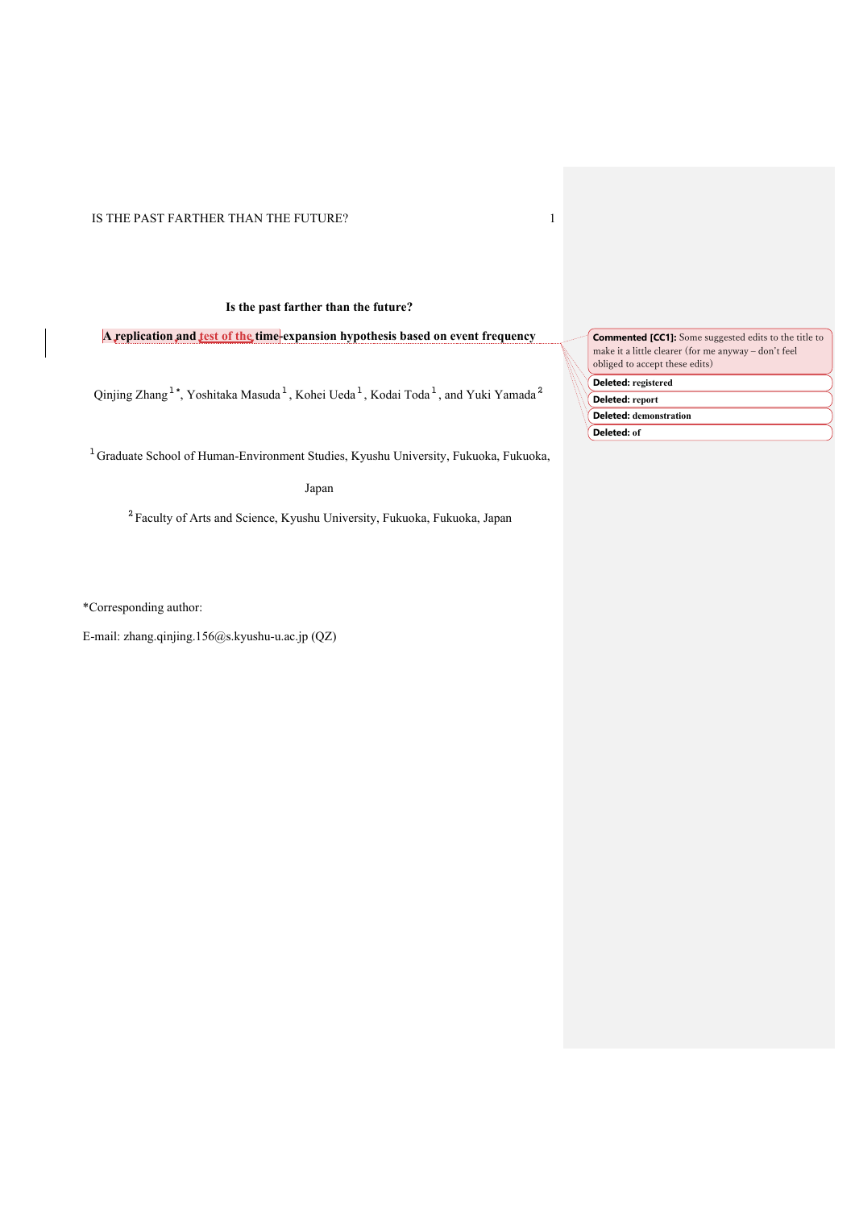**Is the past farther than the future?**

**A replication and test of the time-expansion hypothesis based on event frequency**

Qinjing Zhang[1]*, Yoshitaka Masuda[1], Kohei Ueda[1], Kodai Toda[1], and Yuki Yamada[2]

[1] Graduate School of Human-Environment Studies, Kyushu University, Fukuoka, Fukuoka, Japan

[2] Faculty of Arts and Science, Kyushu University, Fukuoka, Fukuoka, Japan

*Corresponding author:

E-mail: zhang.qinjing.156@s.kyushu-u.ac.jp (QZ)

**Commented [CC1]:** Some suggested edits to the title to make it a little clearer (for me anyway – don't feel obliged to accept these edits)

**Deleted:** registered

**Deleted:** report

**Deleted:** demonstration

**Deleted:** of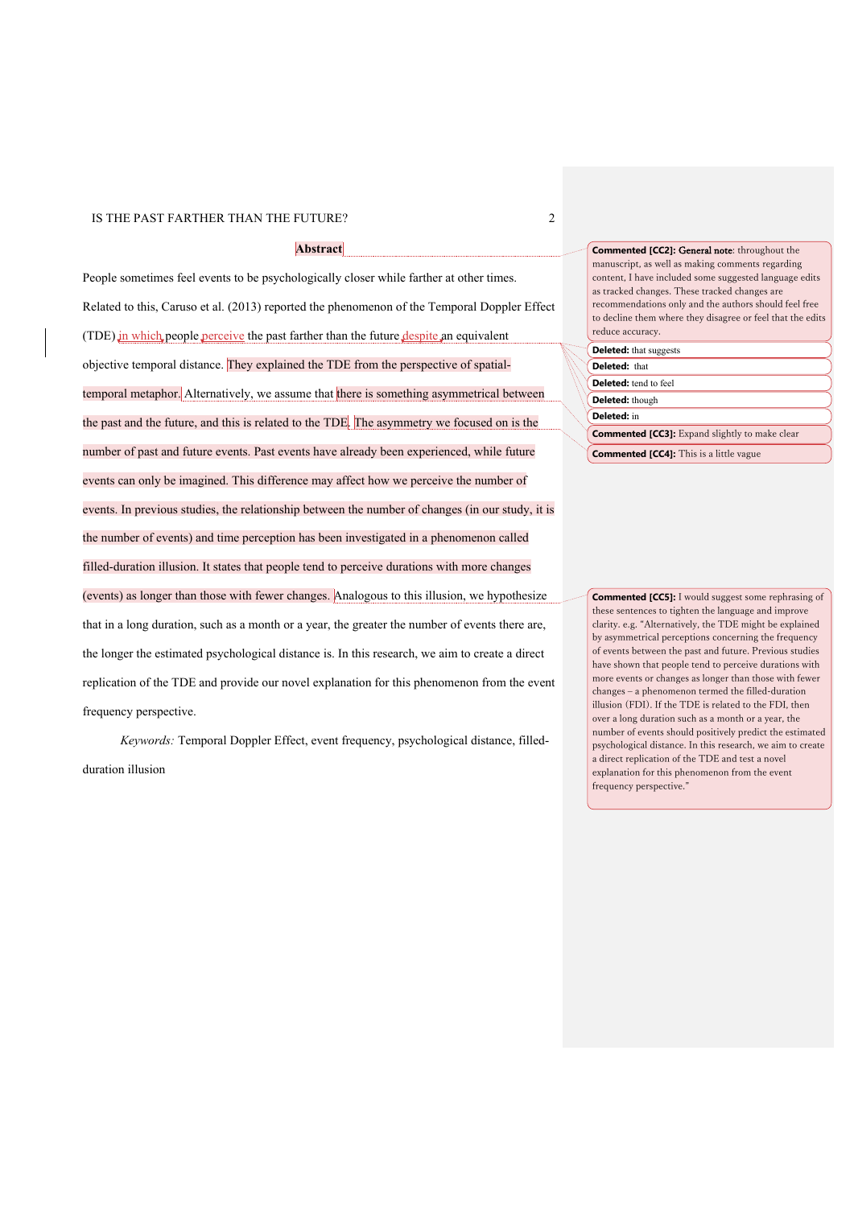## Abstract

People sometimes feel events to be psychologically closer while farther at other times. Related to this, Caruso et al. (2013) reported the phenomenon of the Temporal Doppler Effect (TDE) in which people perceive the past farther than the future despite an equivalent objective temporal distance. They explained the TDE from the perspective of spatial-temporal metaphor. Alternatively, we assume that there is something asymmetrical between the past and the future, and this is related to the TDE. The asymmetry we focused on is the number of past and future events. Past events have already been experienced, while future events can only be imagined. This difference may affect how we perceive the number of events. In previous studies, the relationship between the number of changes (in our study, it is the number of events) and time perception has been investigated in a phenomenon called filled-duration illusion. It states that people tend to perceive durations with more changes (events) as longer than those with fewer changes. Analogous to this illusion, we hypothesize that in a long duration, such as a month or a year, the greater the number of events there are, the longer the estimated psychological distance is. In this research, we aim to create a direct replication of the TDE and provide our novel explanation for this phenomenon from the event frequency perspective.

*Keywords:* Temporal Doppler Effect, event frequency, psychological distance, filled-duration illusion

---

**Commented [CC2]:** General note: throughout the manuscript, as well as making comments regarding content, I have included some suggested language edits as tracked changes. These tracked changes are recommendations only and the authors should feel free to decline them where they disagree or feel that the edits reduce accuracy.

**Deleted:** that suggests

**Deleted:** that

**Deleted:** tend to feel

**Deleted:** though

**Deleted:** in

**Commented [CC3]:** Expand slightly to make clear

**Commented [CC4]:** This is a little vague

**Commented [CC5]:** I would suggest some rephrasing of these sentences to tighten the language and improve clarity. e.g. "Alternatively, the TDE might be explained by asymmetrical perceptions concerning the frequency of events between the past and future. Previous studies have shown that people tend to perceive durations with more events or changes as longer than those with fewer changes – a phenomenon termed the filled-duration illusion (FDI). If the TDE is related to the FDI, then over a long duration such as a month or a year, the number of events should positively predict the estimated psychological distance. In this research, we aim to create a direct replication of the TDE and test a novel explanation for this phenomenon from the event frequency perspective."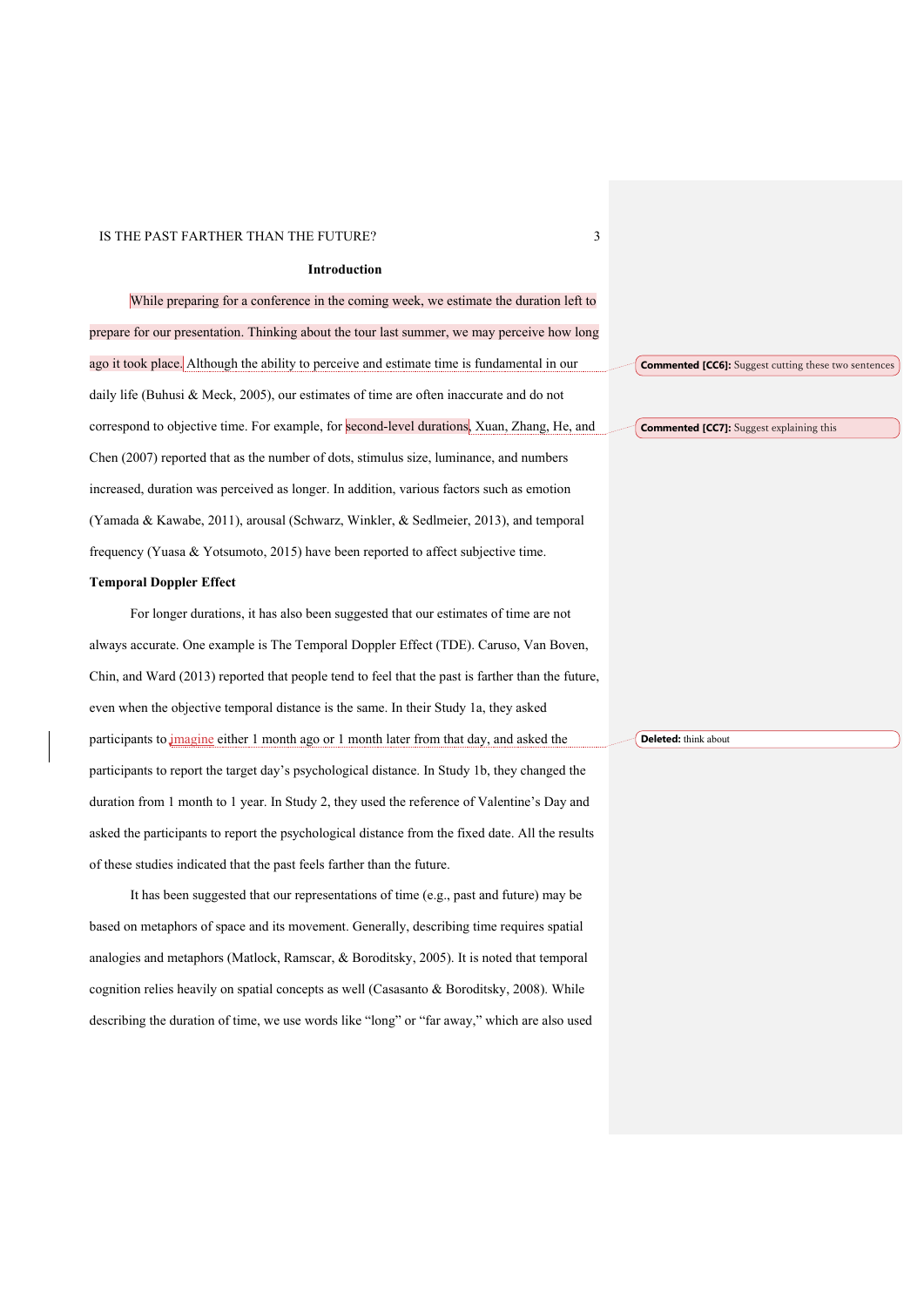## Introduction

While preparing for a conference in the coming week, we estimate the duration left to prepare for our presentation. Thinking about the tour last summer, we may perceive how long ago it took place. Although the ability to perceive and estimate time is fundamental in our daily life (Buhusi & Meck, 2005), our estimates of time are often inaccurate and do not correspond to objective time. For example, for second-level durations, Xuan, Zhang, He, and Chen (2007) reported that as the number of dots, stimulus size, luminance, and numbers increased, duration was perceived as longer. In addition, various factors such as emotion (Yamada & Kawabe, 2011), arousal (Schwarz, Winkler, & Sedlmeier, 2013), and temporal frequency (Yuasa & Yotsumoto, 2015) have been reported to affect subjective time.

**Commented [CC6]:** Suggest cutting these two sentences

**Commented [CC7]:** Suggest explaining this

### Temporal Doppler Effect

For longer durations, it has also been suggested that our estimates of time are not always accurate. One example is The Temporal Doppler Effect (TDE). Caruso, Van Boven, Chin, and Ward (2013) reported that people tend to feel that the past is farther than the future, even when the objective temporal distance is the same. In their Study 1a, they asked participants to imagine either 1 month ago or 1 month later from that day, and asked the participants to report the target day's psychological distance. In Study 1b, they changed the duration from 1 month to 1 year. In Study 2, they used the reference of Valentine's Day and asked the participants to report the psychological distance from the fixed date. All the results of these studies indicated that the past feels farther than the future.

**Deleted:** think about

It has been suggested that our representations of time (e.g., past and future) may be based on metaphors of space and its movement. Generally, describing time requires spatial analogies and metaphors (Matlock, Ramscar, & Boroditsky, 2005). It is noted that temporal cognition relies heavily on spatial concepts as well (Casasanto & Boroditsky, 2008). While describing the duration of time, we use words like "long" or "far away," which are also used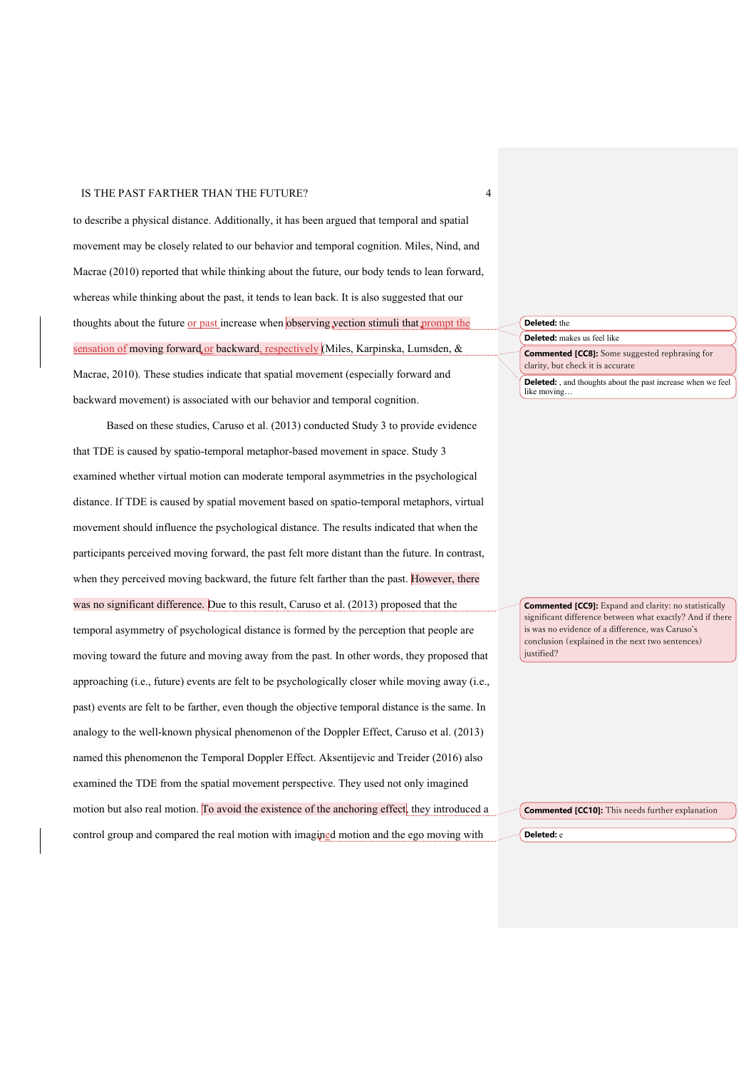to describe a physical distance. Additionally, it has been argued that temporal and spatial movement may be closely related to our behavior and temporal cognition. Miles, Nind, and Macrae (2010) reported that while thinking about the future, our body tends to lean forward, whereas while thinking about the past, it tends to lean back. It is also suggested that our thoughts about the future or past increase when observing vection stimuli that prompt the sensation of moving forward or backward, respectively (Miles, Karpinska, Lumsden, & Macrae, 2010). These studies indicate that spatial movement (especially forward and backward movement) is associated with our behavior and temporal cognition.

Based on these studies, Caruso et al. (2013) conducted Study 3 to provide evidence that TDE is caused by spatio-temporal metaphor-based movement in space. Study 3 examined whether virtual motion can moderate temporal asymmetries in the psychological distance. If TDE is caused by spatial movement based on spatio-temporal metaphors, virtual movement should influence the psychological distance. The results indicated that when the participants perceived moving forward, the past felt more distant than the future. In contrast, when they perceived moving backward, the future felt farther than the past. However, there was no significant difference. Due to this result, Caruso et al. (2013) proposed that the temporal asymmetry of psychological distance is formed by the perception that people are moving toward the future and moving away from the past. In other words, they proposed that approaching (i.e., future) events are felt to be psychologically closer while moving away (i.e., past) events are felt to be farther, even though the objective temporal distance is the same. In analogy to the well-known physical phenomenon of the Doppler Effect, Caruso et al. (2013) named this phenomenon the Temporal Doppler Effect. Aksentijevic and Treider (2016) also examined the TDE from the spatial movement perspective. They used not only imagined motion but also real motion. To avoid the existence of the anchoring effect, they introduced a control group and compared the real motion with imagined motion and the ego moving with

**Deleted:** the

**Deleted:** makes us feel like

**Commented [CC8]:** Some suggested rephrasing for clarity, but check it is accurate

**Deleted:** , and thoughts about the past increase when we feel like moving…

**Commented [CC9]:** Expand and clarity: no statistically significant difference between what exactly? And if there is was no evidence of a difference, was Caruso's conclusion (explained in the next two sentences) justified?

**Commented [CC10]:** This needs further explanation

**Deleted:** e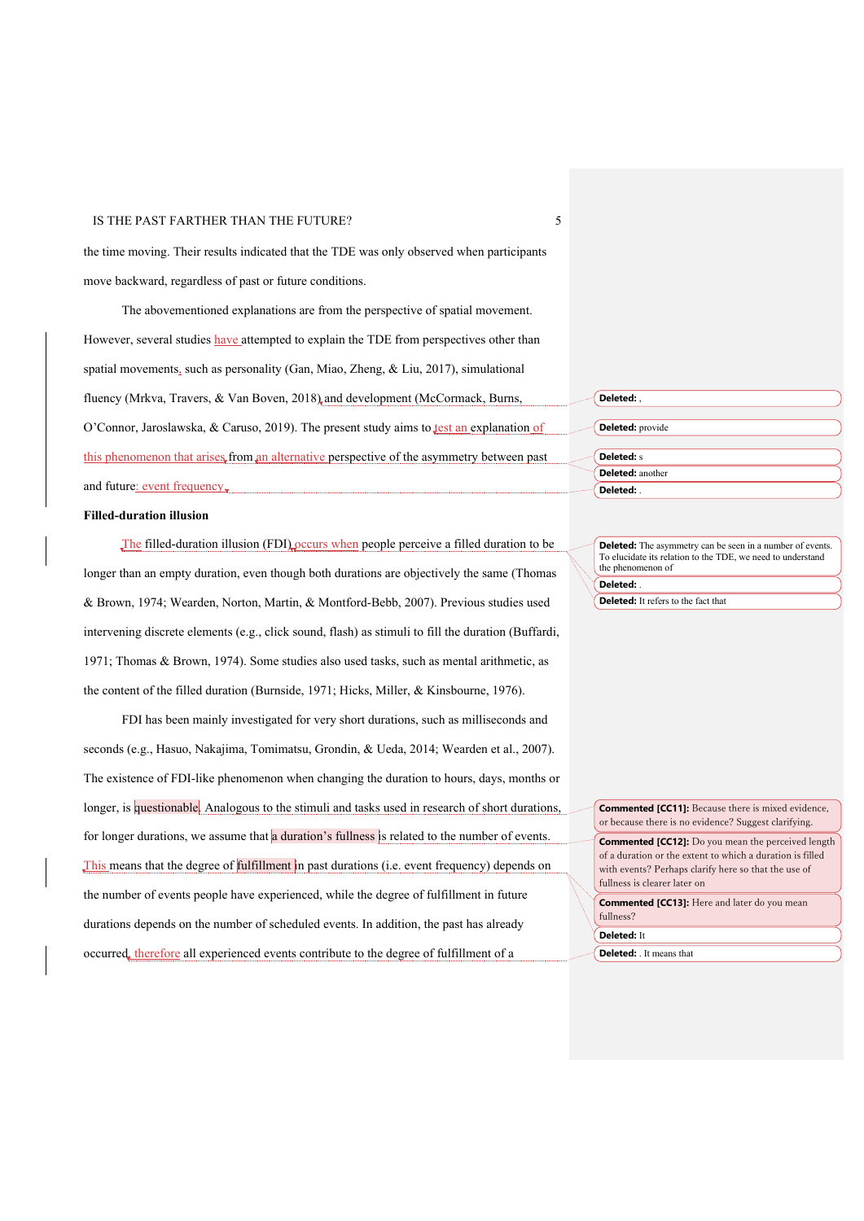the time moving. Their results indicated that the TDE was only observed when participants move backward, regardless of past or future conditions.

The abovementioned explanations are from the perspective of spatial movement. However, several studies have attempted to explain the TDE from perspectives other than spatial movements, such as personality (Gan, Miao, Zheng, & Liu, 2017), simulational fluency (Mrkva, Travers, & Van Boven, 2018) and development (McCormack, Burns, O'Connor, Jaroslawska, & Caruso, 2019). The present study aims to test an explanation of this phenomenon that arises from an alternative perspective of the asymmetry between past and future: event frequency.

**Filled-duration illusion**

The filled-duration illusion (FDI) occurs when people perceive a filled duration to be longer than an empty duration, even though both durations are objectively the same (Thomas & Brown, 1974; Wearden, Norton, Martin, & Montford-Bebb, 2007). Previous studies used intervening discrete elements (e.g., click sound, flash) as stimuli to fill the duration (Buffardi, 1971; Thomas & Brown, 1974). Some studies also used tasks, such as mental arithmetic, as the content of the filled duration (Burnside, 1971; Hicks, Miller, & Kinsbourne, 1976).

FDI has been mainly investigated for very short durations, such as milliseconds and seconds (e.g., Hasuo, Nakajima, Tomimatsu, Grondin, & Ueda, 2014; Wearden et al., 2007). The existence of FDI-like phenomenon when changing the duration to hours, days, months or longer, is questionable. Analogous to the stimuli and tasks used in research of short durations, for longer durations, we assume that a duration's fullness is related to the number of events. This means that the degree of fulfillment in past durations (i.e. event frequency) depends on the number of events people have experienced, while the degree of fulfillment in future durations depends on the number of scheduled events. In addition, the past has already occurred, therefore all experienced events contribute to the degree of fulfillment of a

Deleted: ,

Deleted: provide

Deleted: s

Deleted: another

Deleted: .

Deleted: The asymmetry can be seen in a number of events. To elucidate its relation to the TDE, we need to understand the phenomenon of

Deleted: .

Deleted: It refers to the fact that

**Commented [CC11]:** Because there is mixed evidence, or because there is no evidence? Suggest clarifying.

**Commented [CC12]:** Do you mean the perceived length of a duration or the extent to which a duration is filled with events? Perhaps clarify here so that the use of fullness is clearer later on

**Commented [CC13]:** Here and later do you mean fullness?

Deleted: It

Deleted: . It means that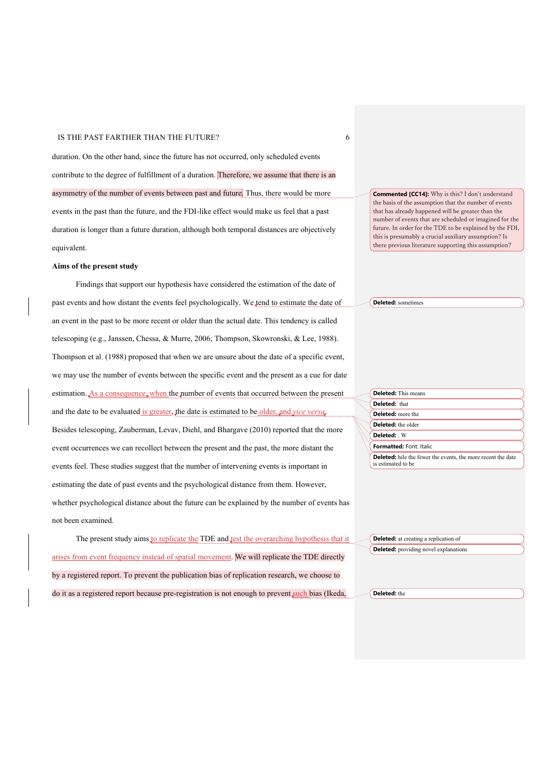duration. On the other hand, since the future has not occurred, only scheduled events contribute to the degree of fulfillment of a duration. Therefore, we assume that there is an asymmetry of the number of events between past and future. Thus, there would be more events in the past than the future, and the FDI-like effect would make us feel that a past duration is longer than a future duration, although both temporal distances are objectively equivalent.

**Commented [CC14]:** Why is this? I don't understand the basis of the assumption that the number of events that has already happened will be greater than the number of events that are scheduled or imagined for the future. In order for the TDE to be explained by the FDI, this is presumably a crucial auxiliary assumption? Is there previous literature supporting this assumption?

**Aims of the present study**

Findings that support our hypothesis have considered the estimation of the date of past events and how distant the events feel psychologically. We tend to estimate the date of an event in the past to be more recent or older than the actual date. This tendency is called telescoping (e.g., Janssen, Chessa, & Murre, 2006; Thompson, Skowronski, & Lee, 1988). Thompson et al. (1988) proposed that when we are unsure about the date of a specific event, we may use the number of events between the specific event and the present as a cue for date estimation. As a consequence, when the number of events that occurred between the present and the date to be evaluated is greater, the date is estimated to be older, and *vice versa*. Besides telescoping, Zauberman, Levav, Diehl, and Bhargave (2010) reported that the more event occurrences we can recollect between the present and the past, the more distant the events feel. These studies suggest that the number of intervening events is important in estimating the date of past events and the psychological distance from them. However, whether psychological distance about the future can be explained by the number of events has not been examined.

**Deleted:** sometimes

**Deleted:** This means

**Deleted:** that

**Deleted:** more the

**Deleted:** the older

**Deleted:** . W

**Formatted:** Font: Italic

**Deleted:** hile the fewer the events, the more recent the date is estimated to be

The present study aims to replicate the TDE and test the overarching hypothesis that it arises from event frequency instead of spatial movement. We will replicate the TDE directly by a registered report. To prevent the publication bias of replication research, we choose to do it as a registered report because pre-registration is not enough to prevent such bias (Ikeda,

**Deleted:** at creating a replication of

**Deleted:** providing novel explanations

**Deleted:** the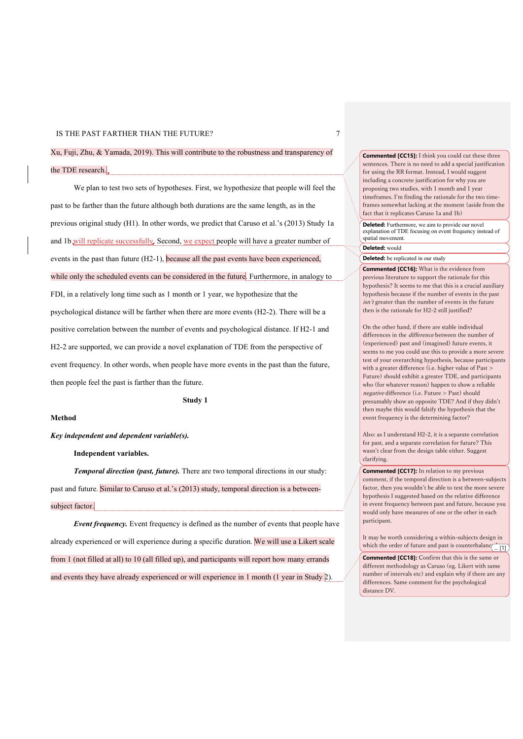Xu, Fuji, Zhu, & Yamada, 2019). This will contribute to the robustness and transparency of the TDE research.

We plan to test two sets of hypotheses. First, we hypothesize that people will feel the past to be farther than the future although both durations are the same length, as in the previous original study (H1). In other words, we predict that Caruso et al.'s (2013) Study 1a and 1b will replicate successfully. Second, we expect people will have a greater number of events in the past than future (H2-1), because all the past events have been experienced, while only the scheduled events can be considered in the future. Furthermore, in analogy to FDI, in a relatively long time such as 1 month or 1 year, we hypothesize that the psychological distance will be farther when there are more events (H2-2). There will be a positive correlation between the number of events and psychological distance. If H2-1 and H2-2 are supported, we can provide a novel explanation of TDE from the perspective of event frequency. In other words, when people have more events in the past than the future, then people feel the past is farther than the future.

## Study 1

### Method

***Key independent and dependent variable(s).***

**Independent variables.**

***Temporal direction (past, future).*** There are two temporal directions in our study: past and future. Similar to Caruso et al.'s (2013) study, temporal direction is a between-subject factor.

***Event frequency.*** Event frequency is defined as the number of events that people have already experienced or will experience during a specific duration. We will use a Likert scale from 1 (not filled at all) to 10 (all filled up), and participants will report how many errands and events they have already experienced or will experience in 1 month (1 year in Study 2).

---

**Commented [CC15]:** I think you could cut these three sentences. There is no need to add a special justification for using the RR format. Instead, I would suggest including a concrete justification for why you are proposing two studies, with 1 month and 1 year timeframes. I'm finding the rationale for the two time-frames somewhat lacking at the moment (aside from the fact that it replicates Caruso 1a and 1b)

**Deleted:** Furthermore, we aim to provide our novel explanation of TDE focusing on event frequency instead of spatial movement.

**Deleted:** would

**Deleted:** be replicated in our study

**Commented [CC16]:** What is the evidence from previous literature to support the rationale for this hypothesis? It seems to me that this is a crucial auxiliary hypothesis because if the number of events in the past *isn't* greater than the number of events in the future then is the rationale for H2-2 still justified?

On the other hand, if there are stable individual differences in the *difference* between the number of (experienced) past and (imagined) future events, it seems to me you could use this to provide a more severe test of your overarching hypothesis, because participants with a greater difference (i.e. higher value of Past > Future) should exhibit a greater TDE, and participants who (for whatever reason) happen to show a reliable *negative* difference (i.e. Future > Past) should presumably show an opposite TDE? And if they didn't then maybe this would falsify the hypothesis that the event frequency is the determining factor?

Also: as I understand H2-2, it is a separate correlation for past, and a separate correlation for future? This wasn't clear from the design table either. Suggest clarifying.

**Commented [CC17]:** In relation to my previous comment, if the temporal direction is a between-subjects factor, then you wouldn't be able to test the more severe hypothesis I suggested based on the relative difference in event frequency between past and future, because you would only have measures of one or the other in each participant.

It may be worth considering a within-subjects design in which the order of future and past is counterbalanc... [1]

**Commented [CC18]:** Confirm that this is the same or different methodology as Caruso (eg. Likert with same number of intervals etc) and explain why if there are any differences. Same comment for the psychological distance DV.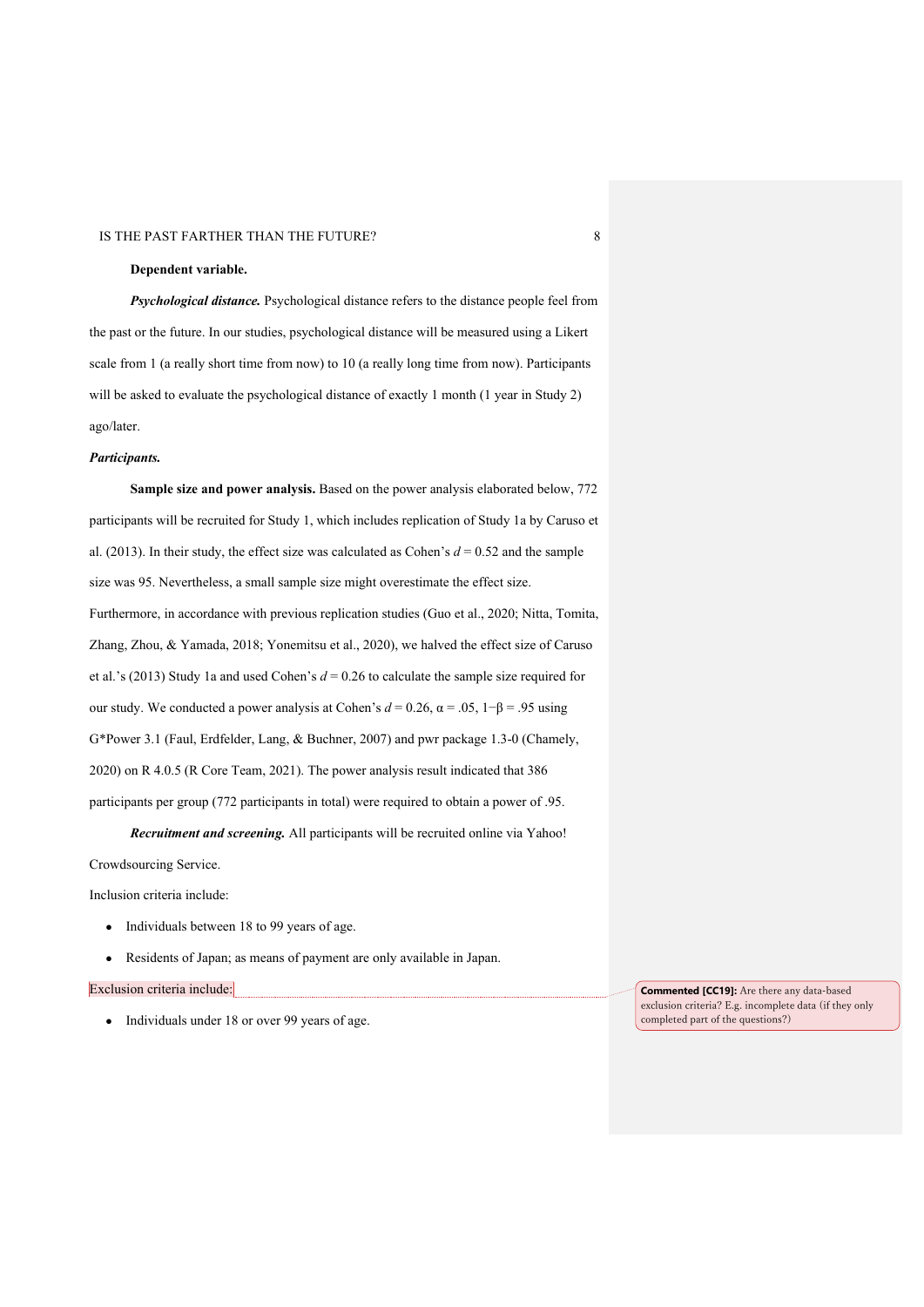**Dependent variable.**

***Psychological distance.*** Psychological distance refers to the distance people feel from the past or the future. In our studies, psychological distance will be measured using a Likert scale from 1 (a really short time from now) to 10 (a really long time from now). Participants will be asked to evaluate the psychological distance of exactly 1 month (1 year in Study 2) ago/later.

***Participants.***

**Sample size and power analysis.** Based on the power analysis elaborated below, 772 participants will be recruited for Study 1, which includes replication of Study 1a by Caruso et al. (2013). In their study, the effect size was calculated as Cohen's $d = 0.52$ and the sample size was 95. Nevertheless, a small sample size might overestimate the effect size. Furthermore, in accordance with previous replication studies (Guo et al., 2020; Nitta, Tomita, Zhang, Zhou, & Yamada, 2018; Yonemitsu et al., 2020), we halved the effect size of Caruso et al.'s (2013) Study 1a and used Cohen's $d = 0.26$ to calculate the sample size required for our study. We conducted a power analysis at Cohen's $d = 0.26$, $\alpha = .05$, $1-\beta = .95$ using G*Power 3.1 (Faul, Erdfelder, Lang, & Buchner, 2007) and pwr package 1.3-0 (Chamely, 2020) on R 4.0.5 (R Core Team, 2021). The power analysis result indicated that 386 participants per group (772 participants in total) were required to obtain a power of .95.

***Recruitment and screening.*** All participants will be recruited online via Yahoo! Crowdsourcing Service.

Inclusion criteria include:

- Individuals between 18 to 99 years of age.
- Residents of Japan; as means of payment are only available in Japan.

Exclusion criteria include:

- Individuals under 18 or over 99 years of age.

**Commented [CC19]:** Are there any data-based exclusion criteria? E.g. incomplete data (if they only completed part of the questions?)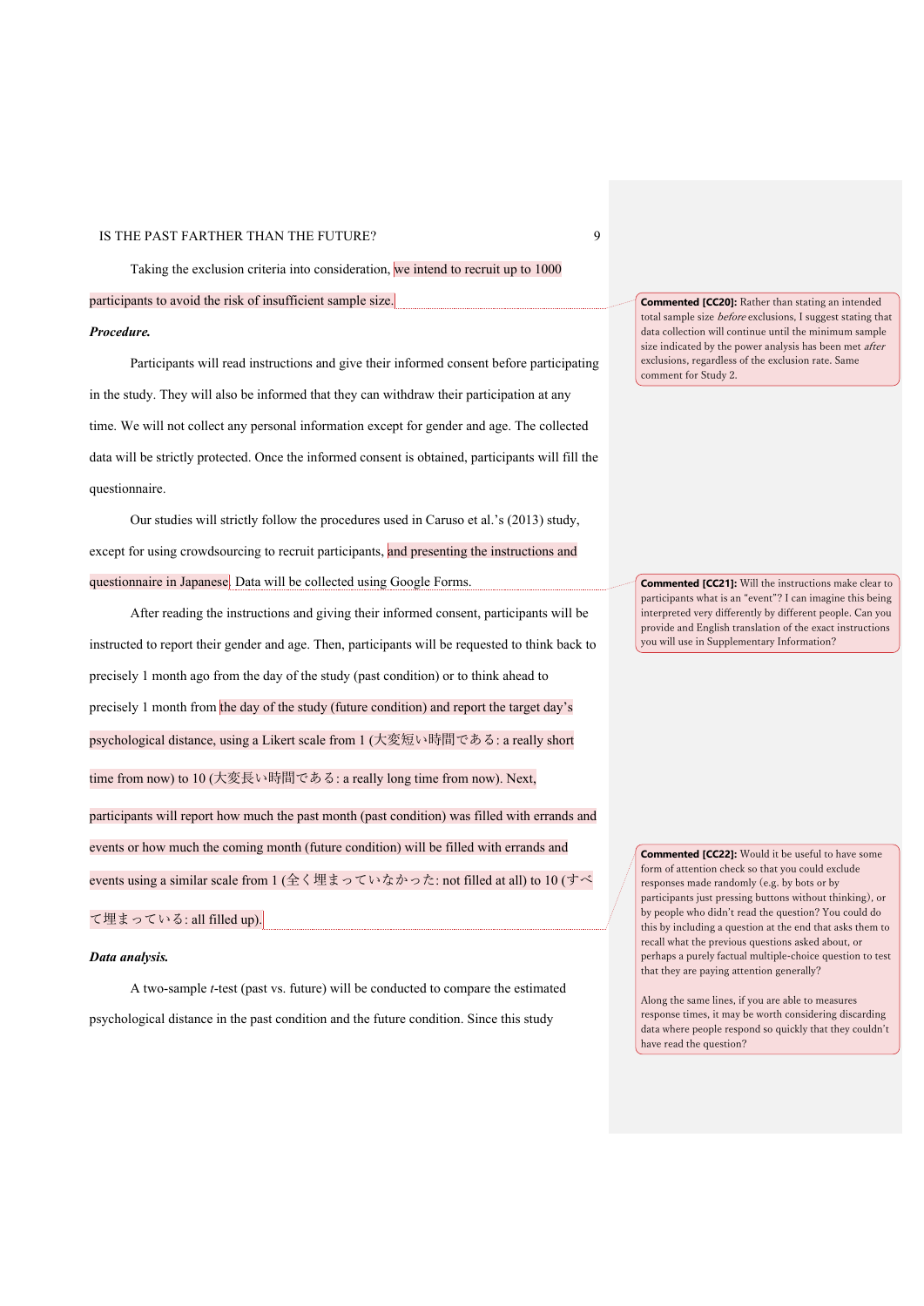Taking the exclusion criteria into consideration, we intend to recruit up to 1000 participants to avoid the risk of insufficient sample size.

***Procedure.***

Participants will read instructions and give their informed consent before participating in the study. They will also be informed that they can withdraw their participation at any time. We will not collect any personal information except for gender and age. The collected data will be strictly protected. Once the informed consent is obtained, participants will fill the questionnaire.

Our studies will strictly follow the procedures used in Caruso et al.'s (2013) study, except for using crowdsourcing to recruit participants, and presenting the instructions and questionnaire in Japanese. Data will be collected using Google Forms.

After reading the instructions and giving their informed consent, participants will be instructed to report their gender and age. Then, participants will be requested to think back to precisely 1 month ago from the day of the study (past condition) or to think ahead to precisely 1 month from the day of the study (future condition) and report the target day's psychological distance, using a Likert scale from 1 (大変短い時間である: a really short time from now) to 10 (大変長い時間である: a really long time from now). Next, participants will report how much the past month (past condition) was filled with errands and events or how much the coming month (future condition) will be filled with errands and events using a similar scale from 1 (全く埋まっていなかった: not filled at all) to 10 (すべて埋まっている: all filled up).

***Data analysis.***

A two-sample *t*-test (past vs. future) will be conducted to compare the estimated psychological distance in the past condition and the future condition. Since this study

**Commented [CC20]:** Rather than stating an intended total sample size *before* exclusions, I suggest stating that data collection will continue until the minimum sample size indicated by the power analysis has been met *after* exclusions, regardless of the exclusion rate. Same comment for Study 2.

**Commented [CC21]:** Will the instructions make clear to participants what is an "event"? I can imagine this being interpreted very differently by different people. Can you provide and English translation of the exact instructions you will use in Supplementary Information?

**Commented [CC22]:** Would it be useful to have some form of attention check so that you could exclude responses made randomly (e.g. by bots or by participants just pressing buttons without thinking), or by people who didn't read the question? You could do this by including a question at the end that asks them to recall what the previous questions asked about, or perhaps a purely factual multiple-choice question to test that they are paying attention generally?

Along the same lines, if you are able to measures response times, it may be worth considering discarding data where people respond so quickly that they couldn't have read the question?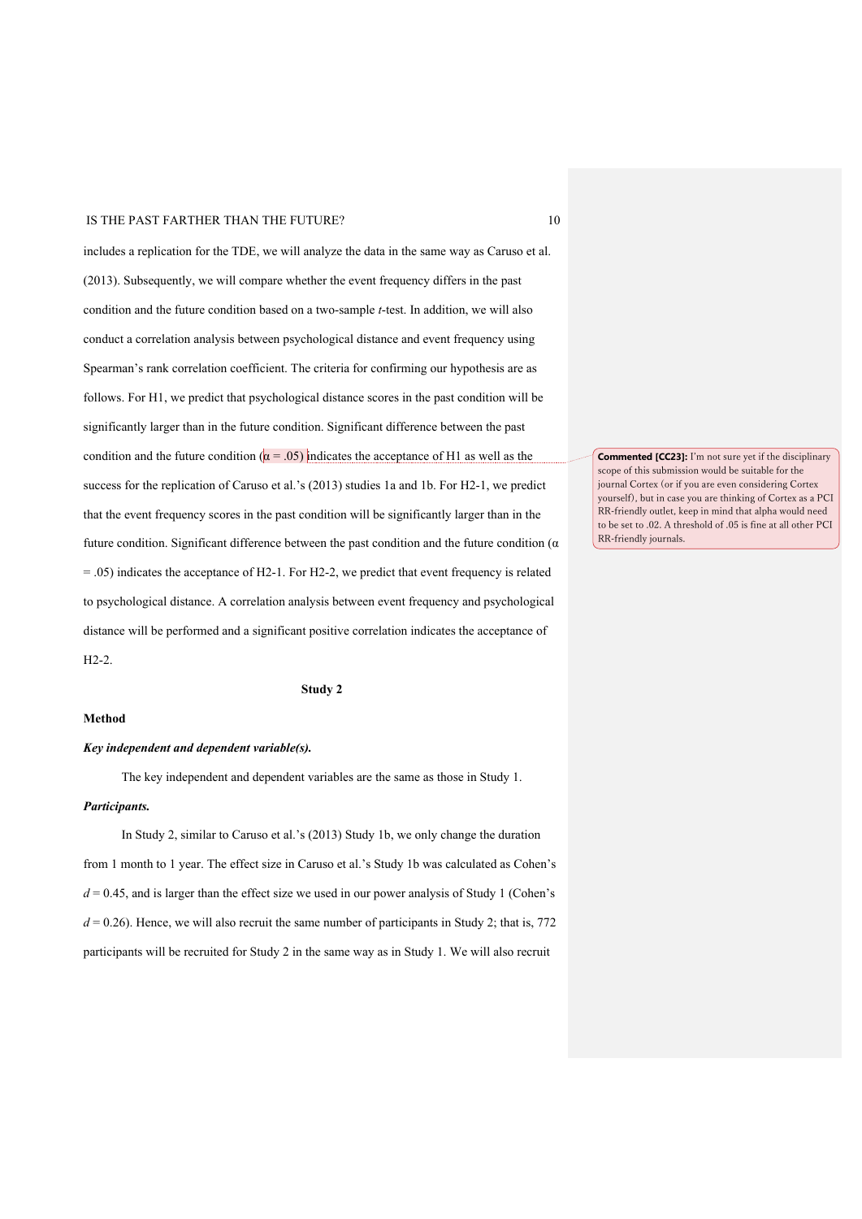includes a replication for the TDE, we will analyze the data in the same way as Caruso et al. (2013). Subsequently, we will compare whether the event frequency differs in the past condition and the future condition based on a two-sample *t*-test. In addition, we will also conduct a correlation analysis between psychological distance and event frequency using Spearman's rank correlation coefficient. The criteria for confirming our hypothesis are as follows. For H1, we predict that psychological distance scores in the past condition will be significantly larger than in the future condition. Significant difference between the past condition and the future condition ($\alpha = .05$) indicates the acceptance of H1 as well as the success for the replication of Caruso et al.'s (2013) studies 1a and 1b. For H2-1, we predict that the event frequency scores in the past condition will be significantly larger than in the future condition. Significant difference between the past condition and the future condition ($\alpha = .05$) indicates the acceptance of H2-1. For H2-2, we predict that event frequency is related to psychological distance. A correlation analysis between event frequency and psychological distance will be performed and a significant positive correlation indicates the acceptance of H2-2.

**Commented [CC23]:** I'm not sure yet if the disciplinary scope of this submission would be suitable for the journal Cortex (or if you are even considering Cortex yourself), but in case you are thinking of Cortex as a PCI RR-friendly outlet, keep in mind that alpha would need to be set to .02. A threshold of .05 is fine at all other PCI RR-friendly journals.

## Study 2

### Method

#### *Key independent and dependent variable(s).*

The key independent and dependent variables are the same as those in Study 1.

#### *Participants.*

In Study 2, similar to Caruso et al.'s (2013) Study 1b, we only change the duration from 1 month to 1 year. The effect size in Caruso et al.'s Study 1b was calculated as Cohen's $d = 0.45$, and is larger than the effect size we used in our power analysis of Study 1 (Cohen's $d = 0.26$). Hence, we will also recruit the same number of participants in Study 2; that is, 772 participants will be recruited for Study 2 in the same way as in Study 1. We will also recruit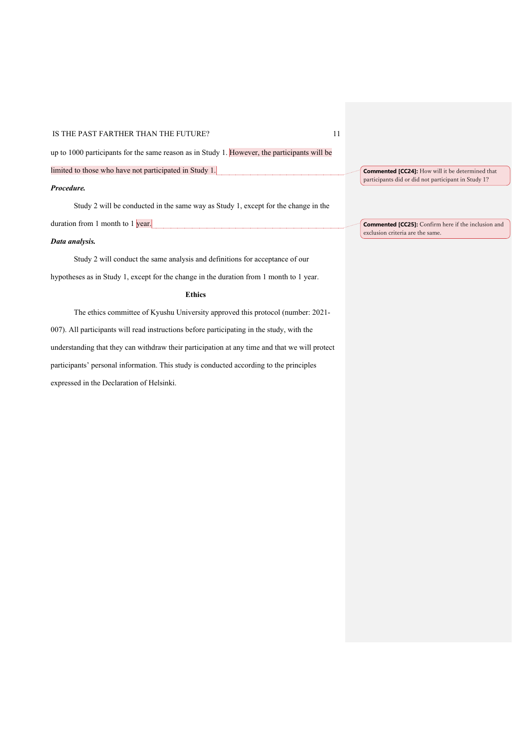up to 1000 participants for the same reason as in Study 1. However, the participants will be limited to those who have not participated in Study 1.

> **Commented [CC24]:** How will it be determined that participants did or did not participant in Study 1?

***Procedure.***

Study 2 will be conducted in the same way as Study 1, except for the change in the duration from 1 month to 1 year.

> **Commented [CC25]:** Confirm here if the inclusion and exclusion criteria are the same.

***Data analysis.***

Study 2 will conduct the same analysis and definitions for acceptance of our hypotheses as in Study 1, except for the change in the duration from 1 month to 1 year.

## Ethics

The ethics committee of Kyushu University approved this protocol (number: 2021-007). All participants will read instructions before participating in the study, with the understanding that they can withdraw their participation at any time and that we will protect participants' personal information. This study is conducted according to the principles expressed in the Declaration of Helsinki.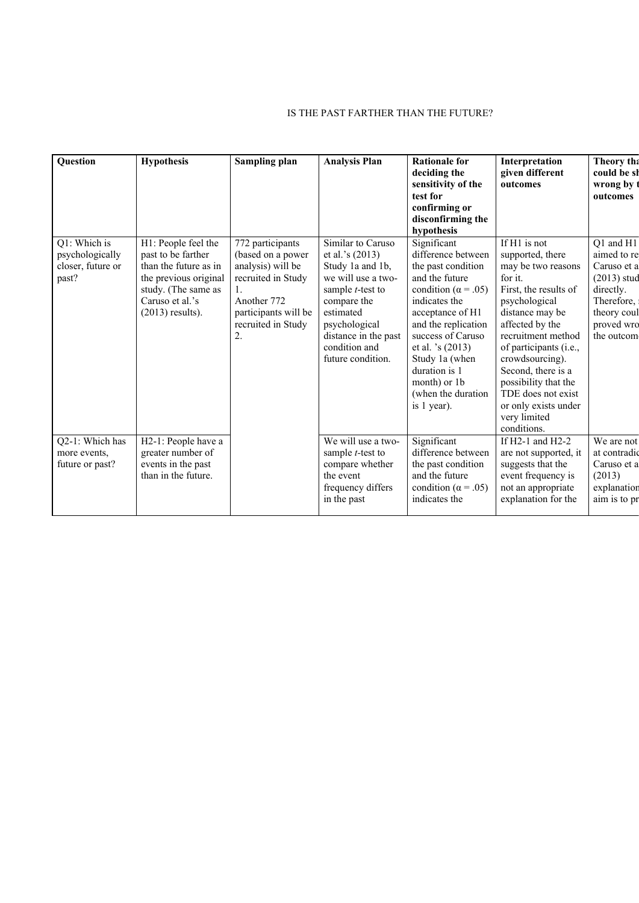| Question | Hypothesis | Sampling plan | Analysis Plan | Rationale for deciding the sensitivity of the test for confirming or disconfirming the hypothesis | Interpretation given different outcomes | Theory that could be sh wrong by t outcomes |
|---|---|---|---|---|---|---|
| Q1: Which is psychologically closer, future or past? | H1: People feel the past to be farther than the future as in the previous original study. (The same as Caruso et al.'s (2013) results). | 772 participants (based on a power analysis) will be recruited in Study 1. Another 772 participants will be recruited in Study 2. | Similar to Caruso et al.'s (2013) Study 1a and 1b, we will use a two-sample *t*-test to compare the estimated psychological distance in the past condition and future condition. | Significant difference between the past condition and the future condition ($\alpha = .05$) indicates the acceptance of H1 and the replication success of Caruso et al. 's (2013) Study 1a (when duration is 1 month) or 1b (when the duration is 1 year). | If H1 is not supported, there may be two reasons for it. First, the results of psychological distance may be affected by the recruitment method of participants (i.e., crowdsourcing). Second, there is a possibility that the TDE does not exist or only exists under very limited conditions. | Q1 and H1 aimed to re Caruso et a (2013) stud directly. Therefore, theory coul proved wro the outcom |
| Q2-1: Which has more events, future or past? | H2-1: People have a greater number of events in the past than in the future. | | We will use a two-sample *t*-test to compare whether the event frequency differs in the past | Significant difference between the past condition and the future condition ($\alpha = .05$) indicates the | If H2-1 and H2-2 are not supported, it suggests that the event frequency is not an appropriate explanation for the | We are not at contradic Caruso et a (2013) explanation aim is to pr |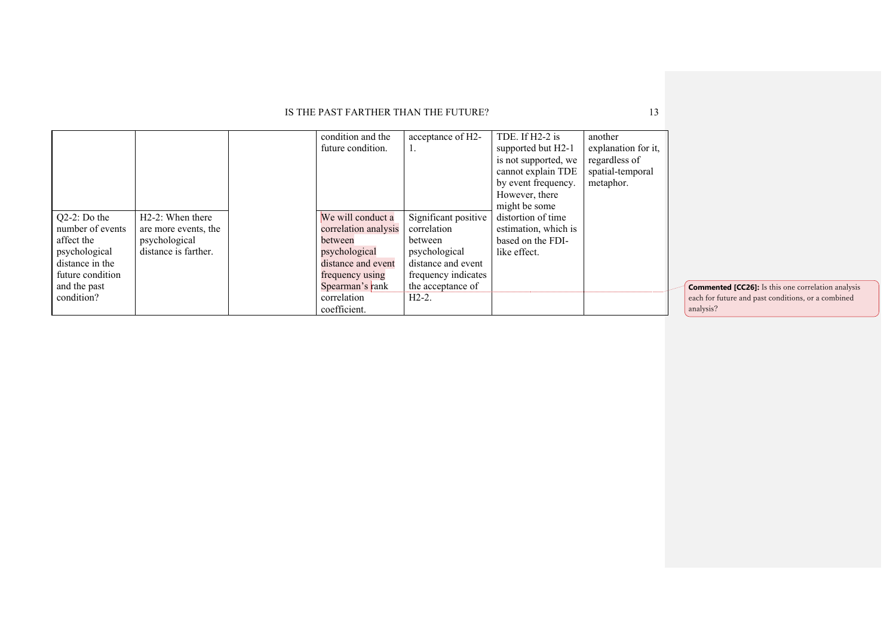| | | | condition and the future condition. | acceptance of H2-1. | TDE. If H2-2 is supported but H2-1 is not supported, we cannot explain TDE by event frequency. However, there might be some distortion of time estimation, which is based on the FDI-like effect. | another explanation for it, regardless of spatial-temporal metaphor. |
|---|---|---|---|---|---|---|
| Q2-2: Do the number of events affect the psychological distance in the future condition and the past condition? | H2-2: When there are more events, the psychological distance is farther. | | We will conduct a correlation analysis between psychological distance and event frequency using Spearman's rank correlation coefficient. | Significant positive correlation between psychological distance and event frequency indicates the acceptance of H2-2. | | |

**Commented [CC26]:** Is this one correlation analysis each for future and past conditions, or a combined analysis?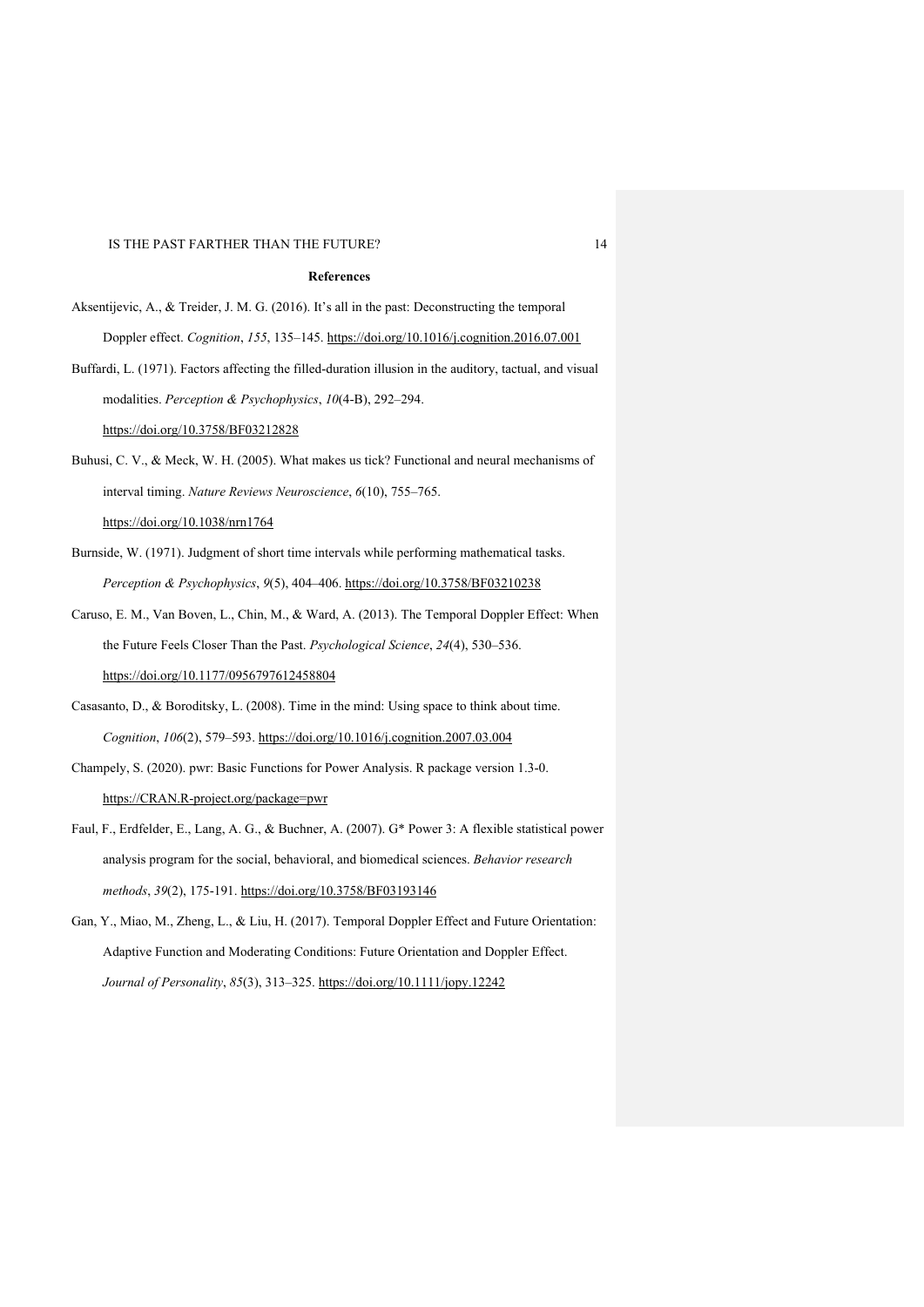## References

Aksentijevic, A., & Treider, J. M. G. (2016). It's all in the past: Deconstructing the temporal Doppler effect. *Cognition*, *155*, 135–145. https://doi.org/10.1016/j.cognition.2016.07.001

Buffardi, L. (1971). Factors affecting the filled-duration illusion in the auditory, tactual, and visual modalities. *Perception & Psychophysics*, *10*(4-B), 292–294. https://doi.org/10.3758/BF03212828

Buhusi, C. V., & Meck, W. H. (2005). What makes us tick? Functional and neural mechanisms of interval timing. *Nature Reviews Neuroscience*, *6*(10), 755–765. https://doi.org/10.1038/nrn1764

Burnside, W. (1971). Judgment of short time intervals while performing mathematical tasks. *Perception & Psychophysics*, *9*(5), 404–406. https://doi.org/10.3758/BF03210238

Caruso, E. M., Van Boven, L., Chin, M., & Ward, A. (2013). The Temporal Doppler Effect: When the Future Feels Closer Than the Past. *Psychological Science*, *24*(4), 530–536. https://doi.org/10.1177/0956797612458804

Casasanto, D., & Boroditsky, L. (2008). Time in the mind: Using space to think about time. *Cognition*, *106*(2), 579–593. https://doi.org/10.1016/j.cognition.2007.03.004

Champely, S. (2020). pwr: Basic Functions for Power Analysis. R package version 1.3-0. https://CRAN.R-project.org/package=pwr

Faul, F., Erdfelder, E., Lang, A. G., & Buchner, A. (2007). G* Power 3: A flexible statistical power analysis program for the social, behavioral, and biomedical sciences. *Behavior research methods*, *39*(2), 175-191. https://doi.org/10.3758/BF03193146

Gan, Y., Miao, M., Zheng, L., & Liu, H. (2017). Temporal Doppler Effect and Future Orientation: Adaptive Function and Moderating Conditions: Future Orientation and Doppler Effect. *Journal of Personality*, *85*(3), 313–325. https://doi.org/10.1111/jopy.12242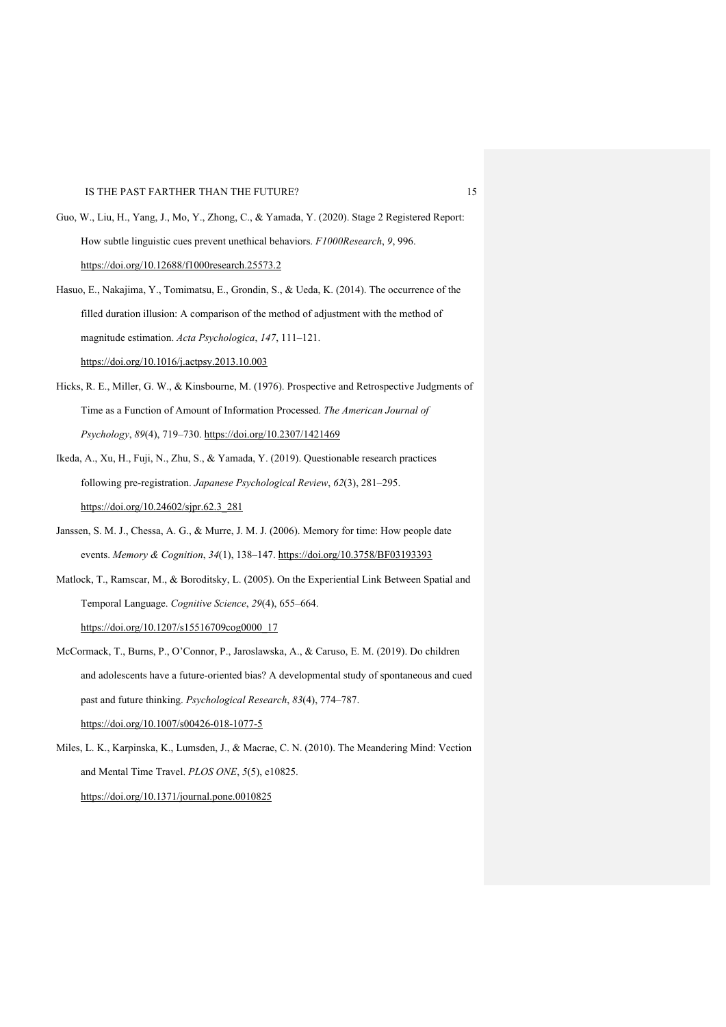Guo, W., Liu, H., Yang, J., Mo, Y., Zhong, C., & Yamada, Y. (2020). Stage 2 Registered Report: How subtle linguistic cues prevent unethical behaviors. *F1000Research*, *9*, 996. https://doi.org/10.12688/f1000research.25573.2

Hasuo, E., Nakajima, Y., Tomimatsu, E., Grondin, S., & Ueda, K. (2014). The occurrence of the filled duration illusion: A comparison of the method of adjustment with the method of magnitude estimation. *Acta Psychologica*, *147*, 111–121. https://doi.org/10.1016/j.actpsy.2013.10.003

Hicks, R. E., Miller, G. W., & Kinsbourne, M. (1976). Prospective and Retrospective Judgments of Time as a Function of Amount of Information Processed. *The American Journal of Psychology*, *89*(4), 719–730. https://doi.org/10.2307/1421469

Ikeda, A., Xu, H., Fuji, N., Zhu, S., & Yamada, Y. (2019). Questionable research practices following pre-registration. *Japanese Psychological Review*, *62*(3), 281–295. https://doi.org/10.24602/sjpr.62.3_281

Janssen, S. M. J., Chessa, A. G., & Murre, J. M. J. (2006). Memory for time: How people date events. *Memory & Cognition*, *34*(1), 138–147. https://doi.org/10.3758/BF03193393

Matlock, T., Ramscar, M., & Boroditsky, L. (2005). On the Experiential Link Between Spatial and Temporal Language. *Cognitive Science*, *29*(4), 655–664. https://doi.org/10.1207/s15516709cog0000_17

McCormack, T., Burns, P., O'Connor, P., Jaroslawska, A., & Caruso, E. M. (2019). Do children and adolescents have a future-oriented bias? A developmental study of spontaneous and cued past and future thinking. *Psychological Research*, *83*(4), 774–787. https://doi.org/10.1007/s00426-018-1077-5

Miles, L. K., Karpinska, K., Lumsden, J., & Macrae, C. N. (2010). The Meandering Mind: Vection and Mental Time Travel. *PLOS ONE*, *5*(5), e10825. https://doi.org/10.1371/journal.pone.0010825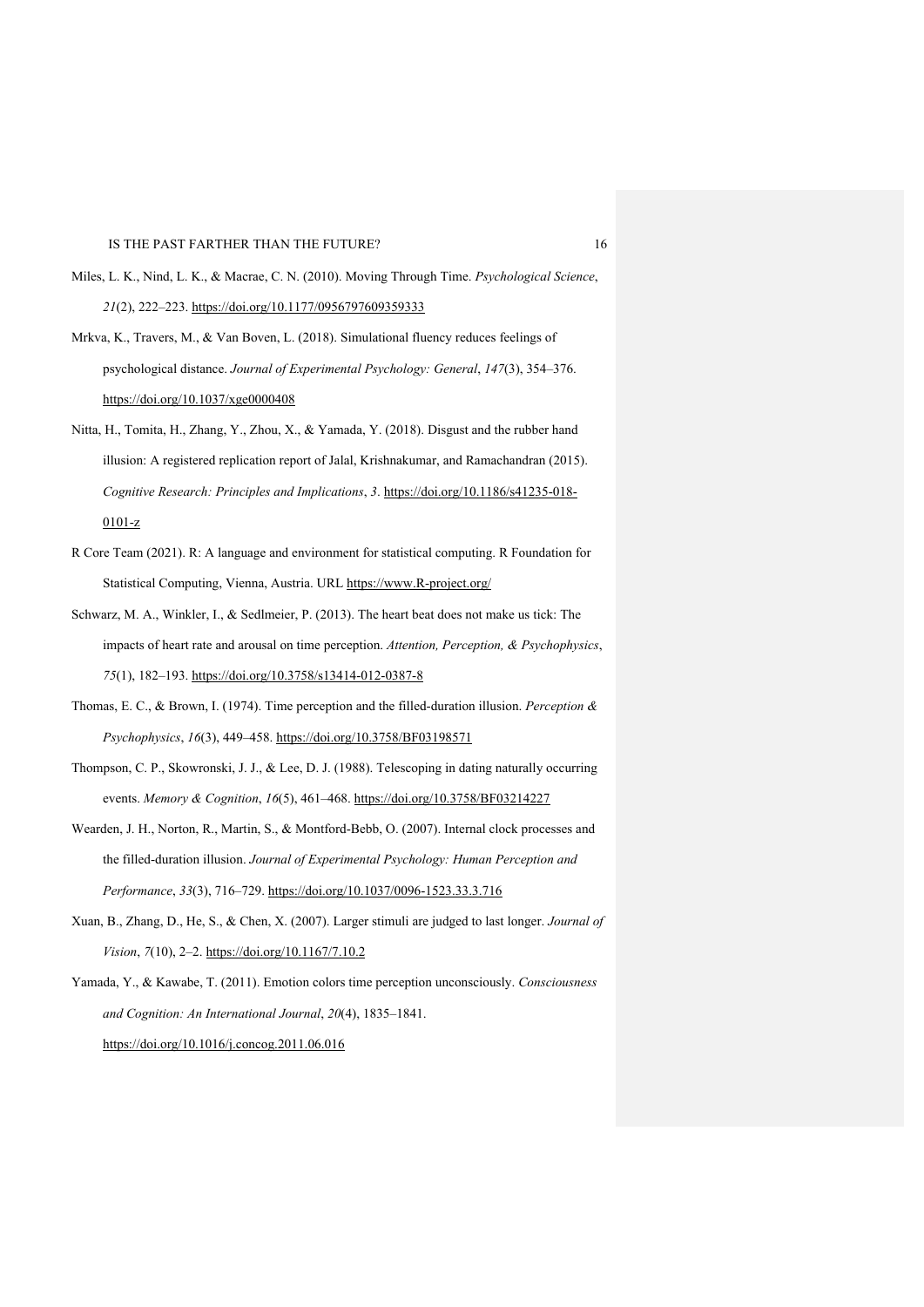Miles, L. K., Nind, L. K., & Macrae, C. N. (2010). Moving Through Time. *Psychological Science*, *21*(2), 222–223. https://doi.org/10.1177/0956797609359333

Mrkva, K., Travers, M., & Van Boven, L. (2018). Simulational fluency reduces feelings of psychological distance. *Journal of Experimental Psychology: General*, *147*(3), 354–376. https://doi.org/10.1037/xge0000408

Nitta, H., Tomita, H., Zhang, Y., Zhou, X., & Yamada, Y. (2018). Disgust and the rubber hand illusion: A registered replication report of Jalal, Krishnakumar, and Ramachandran (2015). *Cognitive Research: Principles and Implications*, *3*. https://doi.org/10.1186/s41235-018-0101-z

R Core Team (2021). R: A language and environment for statistical computing. R Foundation for Statistical Computing, Vienna, Austria. URL https://www.R-project.org/

Schwarz, M. A., Winkler, I., & Sedlmeier, P. (2013). The heart beat does not make us tick: The impacts of heart rate and arousal on time perception. *Attention, Perception, & Psychophysics*, *75*(1), 182–193. https://doi.org/10.3758/s13414-012-0387-8

Thomas, E. C., & Brown, I. (1974). Time perception and the filled-duration illusion. *Perception & Psychophysics*, *16*(3), 449–458. https://doi.org/10.3758/BF03198571

Thompson, C. P., Skowronski, J. J., & Lee, D. J. (1988). Telescoping in dating naturally occurring events. *Memory & Cognition*, *16*(5), 461–468. https://doi.org/10.3758/BF03214227

Wearden, J. H., Norton, R., Martin, S., & Montford-Bebb, O. (2007). Internal clock processes and the filled-duration illusion. *Journal of Experimental Psychology: Human Perception and Performance*, *33*(3), 716–729. https://doi.org/10.1037/0096-1523.33.3.716

Xuan, B., Zhang, D., He, S., & Chen, X. (2007). Larger stimuli are judged to last longer. *Journal of Vision*, *7*(10), 2–2. https://doi.org/10.1167/7.10.2

Yamada, Y., & Kawabe, T. (2011). Emotion colors time perception unconsciously. *Consciousness and Cognition: An International Journal*, *20*(4), 1835–1841. https://doi.org/10.1016/j.concog.2011.06.016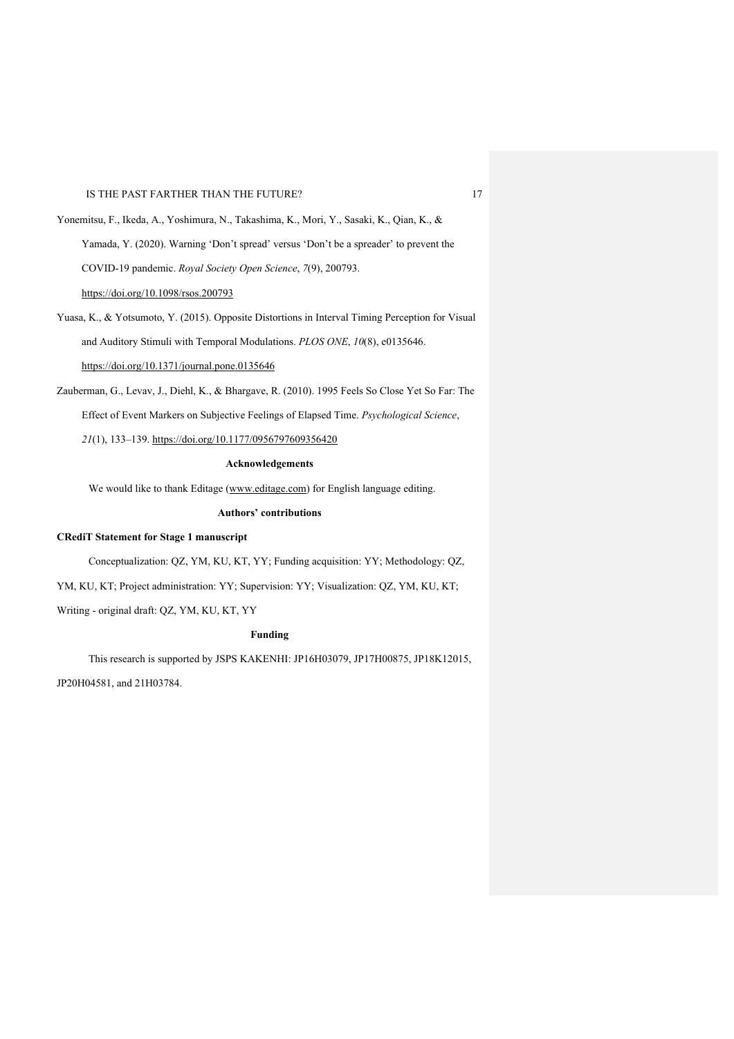Yonemitsu, F., Ikeda, A., Yoshimura, N., Takashima, K., Mori, Y., Sasaki, K., Qian, K., & Yamada, Y. (2020). Warning 'Don't spread' versus 'Don't be a spreader' to prevent the COVID-19 pandemic. *Royal Society Open Science*, *7*(9), 200793. https://doi.org/10.1098/rsos.200793

Yuasa, K., & Yotsumoto, Y. (2015). Opposite Distortions in Interval Timing Perception for Visual and Auditory Stimuli with Temporal Modulations. *PLOS ONE*, *10*(8), e0135646. https://doi.org/10.1371/journal.pone.0135646

Zauberman, G., Levav, J., Diehl, K., & Bhargave, R. (2010). 1995 Feels So Close Yet So Far: The Effect of Event Markers on Subjective Feelings of Elapsed Time. *Psychological Science*, *21*(1), 133–139. https://doi.org/10.1177/0956797609356420

## Acknowledgements

We would like to thank Editage (www.editage.com) for English language editing.

## Authors' contributions

**CRediT Statement for Stage 1 manuscript**

Conceptualization: QZ, YM, KU, KT, YY; Funding acquisition: YY; Methodology: QZ, YM, KU, KT; Project administration: YY; Supervision: YY; Visualization: QZ, YM, KU, KT; Writing - original draft: QZ, YM, KU, KT, YY

## Funding

This research is supported by JSPS KAKENHI: JP16H03079, JP17H00875, JP18K12015, JP20H04581, and 21H03784.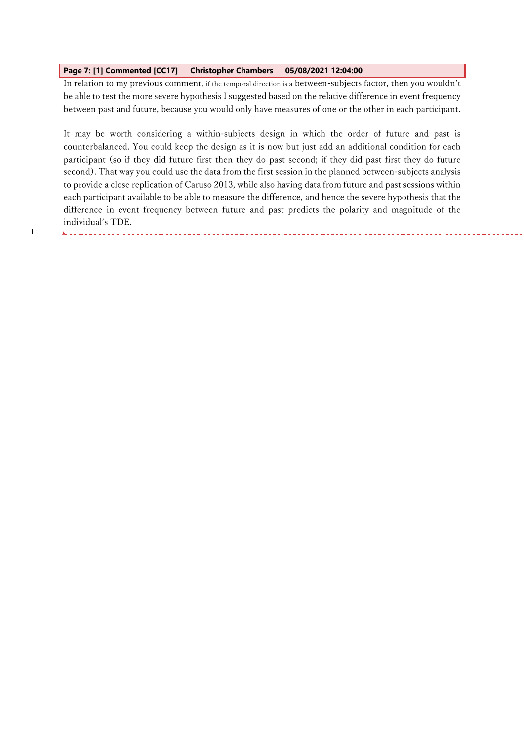**Page 7: [1] Commented [CC17] Christopher Chambers 05/08/2021 12:04:00**

In relation to my previous comment, if the temporal direction is a between-subjects factor, then you wouldn't be able to test the more severe hypothesis I suggested based on the relative difference in event frequency between past and future, because you would only have measures of one or the other in each participant.

It may be worth considering a within-subjects design in which the order of future and past is counterbalanced. You could keep the design as it is now but just add an additional condition for each participant (so if they did future first then they do past second; if they did past first they do future second). That way you could use the data from the first session in the planned between-subjects analysis to provide a close replication of Caruso 2013, while also having data from future and past sessions within each participant available to be able to measure the difference, and hence the severe hypothesis that the difference in event frequency between future and past predicts the polarity and magnitude of the individual's TDE.